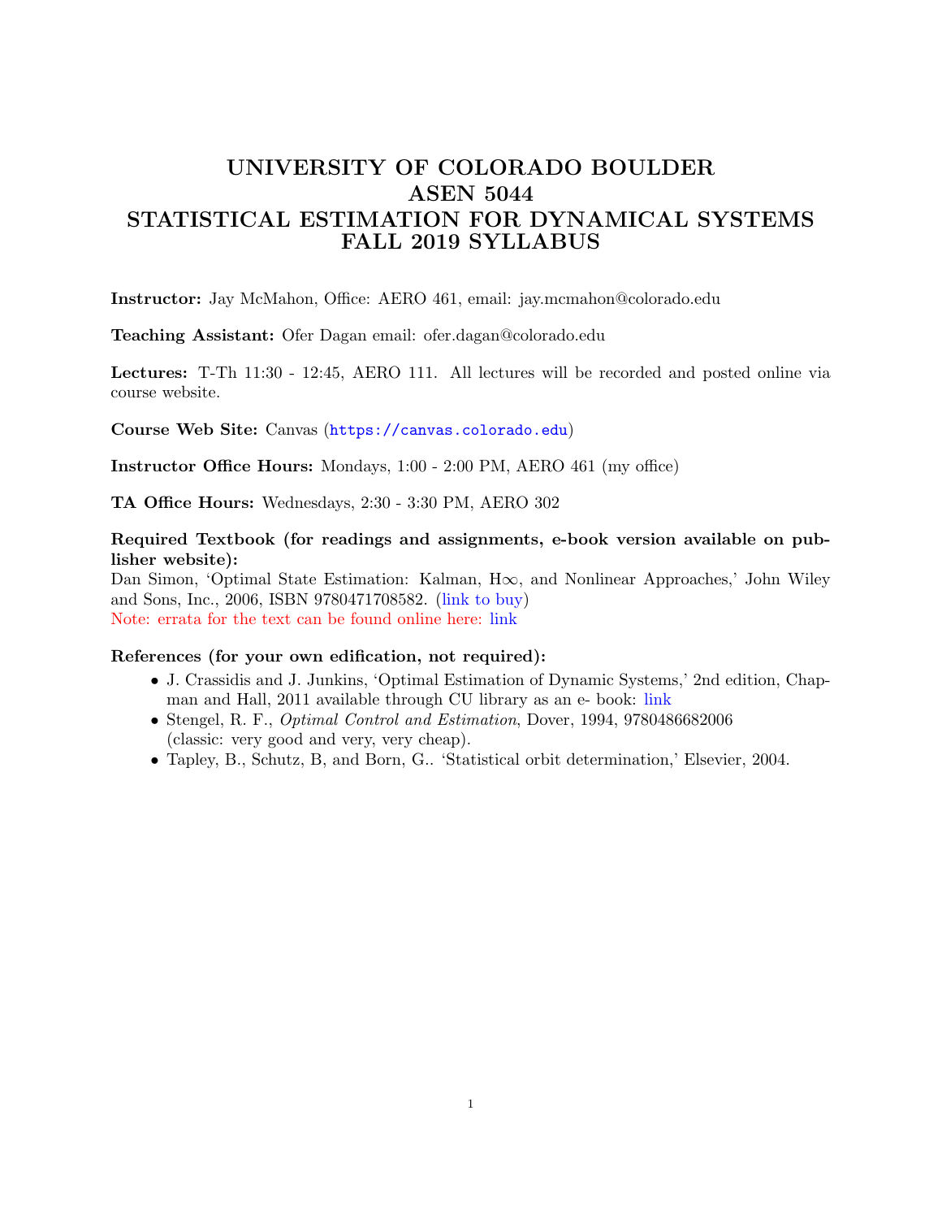# UNIVERSITY OF COLORADO BOULDER
# ASEN 5044
# STATISTICAL ESTIMATION FOR DYNAMICAL SYSTEMS
# FALL 2019 SYLLABUS

**Instructor:** Jay McMahon, Office: AERO 461, email: jay.mcmahon@colorado.edu

**Teaching Assistant:** Ofer Dagan email: ofer.dagan@colorado.edu

**Lectures:** T-Th 11:30 - 12:45, AERO 111. All lectures will be recorded and posted online via course website.

**Course Web Site:** Canvas (https://canvas.colorado.edu)

**Instructor Office Hours:** Mondays, 1:00 - 2:00 PM, AERO 461 (my office)

**TA Office Hours:** Wednesdays, 2:30 - 3:30 PM, AERO 302

**Required Textbook (for readings and assignments, e-book version available on publisher website):**
Dan Simon, 'Optimal State Estimation: Kalman, H∞, and Nonlinear Approaches,' John Wiley and Sons, Inc., 2006, ISBN 9780471708582. (link to buy)
Note: errata for the text can be found online here: link

**References (for your own edification, not required):**

- J. Crassidis and J. Junkins, 'Optimal Estimation of Dynamic Systems,' 2nd edition, Chapman and Hall, 2011 available through CU library as an e- book: link
- Stengel, R. F., *Optimal Control and Estimation*, Dover, 1994, 9780486682006 (classic: very good and very, very cheap).
- Tapley, B., Schutz, B, and Born, G.. 'Statistical orbit determination,' Elsevier, 2004.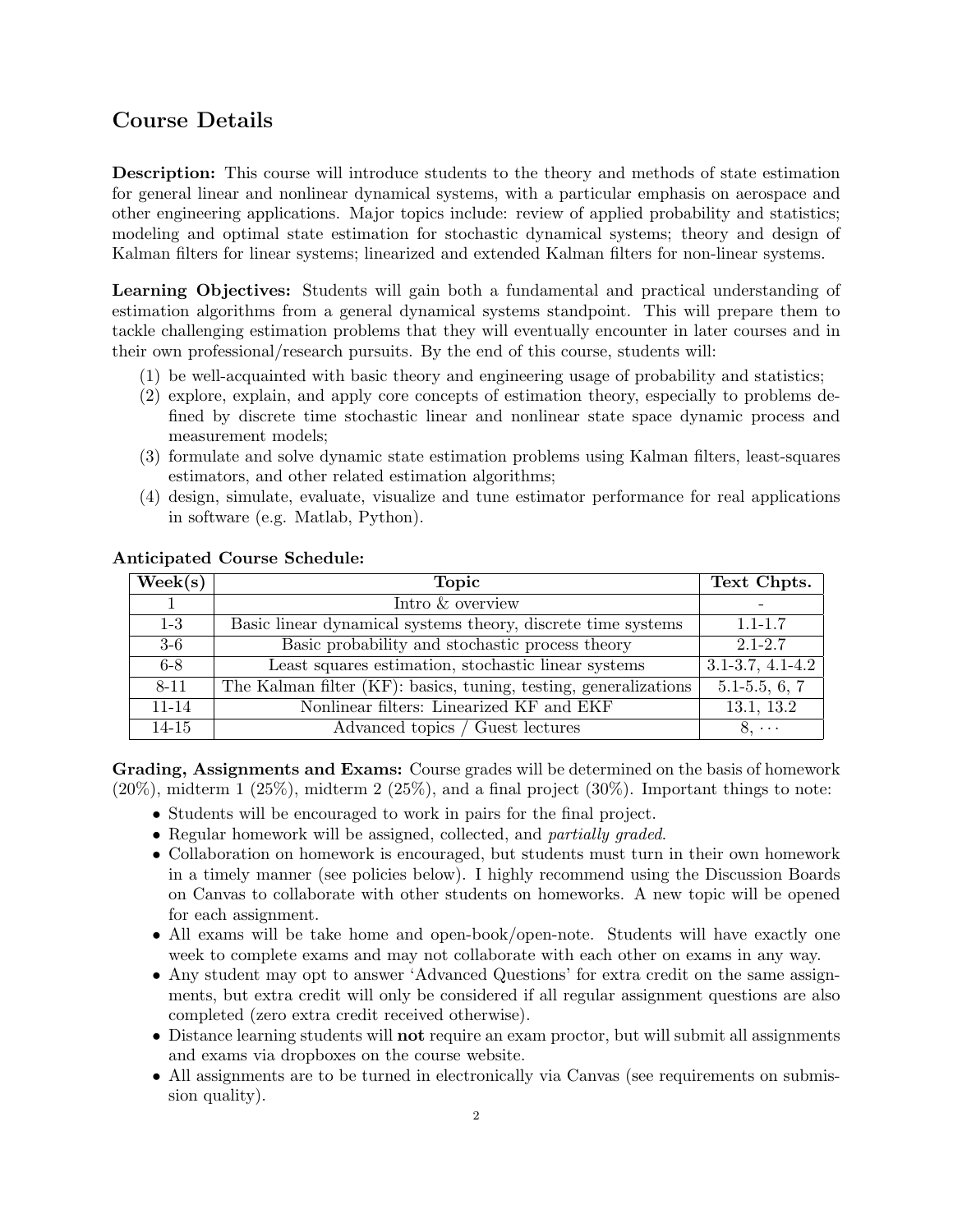## Course Details

**Description:** This course will introduce students to the theory and methods of state estimation for general linear and nonlinear dynamical systems, with a particular emphasis on aerospace and other engineering applications. Major topics include: review of applied probability and statistics; modeling and optimal state estimation for stochastic dynamical systems; theory and design of Kalman filters for linear systems; linearized and extended Kalman filters for non-linear systems.

**Learning Objectives:** Students will gain both a fundamental and practical understanding of estimation algorithms from a general dynamical systems standpoint. This will prepare them to tackle challenging estimation problems that they will eventually encounter in later courses and in their own professional/research pursuits. By the end of this course, students will:

(1) be well-acquainted with basic theory and engineering usage of probability and statistics;
(2) explore, explain, and apply core concepts of estimation theory, especially to problems defined by discrete time stochastic linear and nonlinear state space dynamic process and measurement models;
(3) formulate and solve dynamic state estimation problems using Kalman filters, least-squares estimators, and other related estimation algorithms;
(4) design, simulate, evaluate, visualize and tune estimator performance for real applications in software (e.g. Matlab, Python).

**Anticipated Course Schedule:**

| Week(s) | Topic | Text Chpts. |
|---|---|---|
| 1 | Intro & overview | - |
| 1-3 | Basic linear dynamical systems theory, discrete time systems | 1.1-1.7 |
| 3-6 | Basic probability and stochastic process theory | 2.1-2.7 |
| 6-8 | Least squares estimation, stochastic linear systems | 3.1-3.7, 4.1-4.2 |
| 8-11 | The Kalman filter (KF): basics, tuning, testing, generalizations | 5.1-5.5, 6, 7 |
| 11-14 | Nonlinear filters: Linearized KF and EKF | 13.1, 13.2 |
| 14-15 | Advanced topics / Guest lectures | $8, \cdots$ |

**Grading, Assignments and Exams:** Course grades will be determined on the basis of homework (20%), midterm 1 (25%), midterm 2 (25%), and a final project (30%). Important things to note:

- Students will be encouraged to work in pairs for the final project.
- Regular homework will be assigned, collected, and *partially graded*.
- Collaboration on homework is encouraged, but students must turn in their own homework in a timely manner (see policies below). I highly recommend using the Discussion Boards on Canvas to collaborate with other students on homeworks. A new topic will be opened for each assignment.
- All exams will be take home and open-book/open-note. Students will have exactly one week to complete exams and may not collaborate with each other on exams in any way.
- Any student may opt to answer 'Advanced Questions' for extra credit on the same assignments, but extra credit will only be considered if all regular assignment questions are also completed (zero extra credit received otherwise).
- Distance learning students will **not** require an exam proctor, but will submit all assignments and exams via dropboxes on the course website.
- All assignments are to be turned in electronically via Canvas (see requirements on submission quality).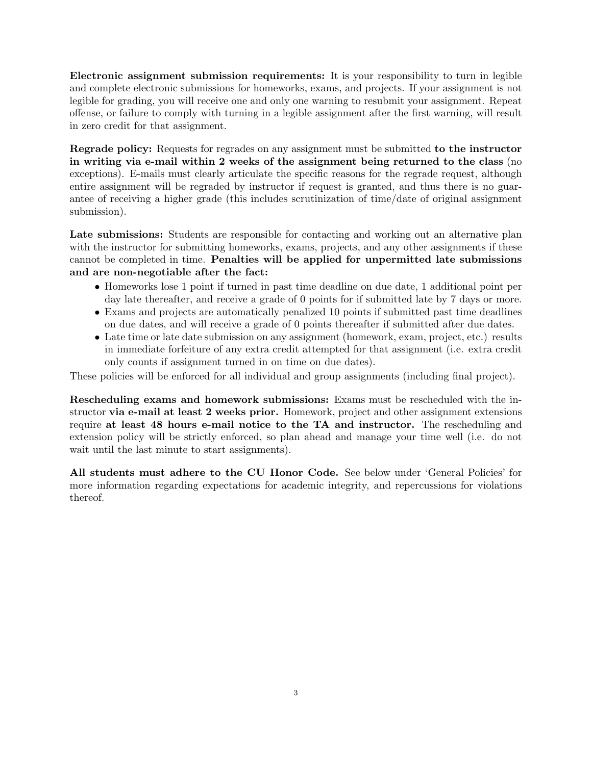**Electronic assignment submission requirements:** It is your responsibility to turn in legible and complete electronic submissions for homeworks, exams, and projects. If your assignment is not legible for grading, you will receive one and only one warning to resubmit your assignment. Repeat offense, or failure to comply with turning in a legible assignment after the first warning, will result in zero credit for that assignment.

**Regrade policy:** Requests for regrades on any assignment must be submitted **to the instructor in writing via e-mail within 2 weeks of the assignment being returned to the class** (no exceptions). E-mails must clearly articulate the specific reasons for the regrade request, although entire assignment will be regraded by instructor if request is granted, and thus there is no guarantee of receiving a higher grade (this includes scrutinization of time/date of original assignment submission).

**Late submissions:** Students are responsible for contacting and working out an alternative plan with the instructor for submitting homeworks, exams, projects, and any other assignments if these cannot be completed in time. **Penalties will be applied for unpermitted late submissions and are non-negotiable after the fact:**

- Homeworks lose 1 point if turned in past time deadline on due date, 1 additional point per day late thereafter, and receive a grade of 0 points for if submitted late by 7 days or more.
- Exams and projects are automatically penalized 10 points if submitted past time deadlines on due dates, and will receive a grade of 0 points thereafter if submitted after due dates.
- Late time or late date submission on any assignment (homework, exam, project, etc.) results in immediate forfeiture of any extra credit attempted for that assignment (i.e. extra credit only counts if assignment turned in on time on due dates).

These policies will be enforced for all individual and group assignments (including final project).

**Rescheduling exams and homework submissions:** Exams must be rescheduled with the instructor **via e-mail at least 2 weeks prior.** Homework, project and other assignment extensions require **at least 48 hours e-mail notice to the TA and instructor.** The rescheduling and extension policy will be strictly enforced, so plan ahead and manage your time well (i.e. do not wait until the last minute to start assignments).

**All students must adhere to the CU Honor Code.** See below under 'General Policies' for more information regarding expectations for academic integrity, and repercussions for violations thereof.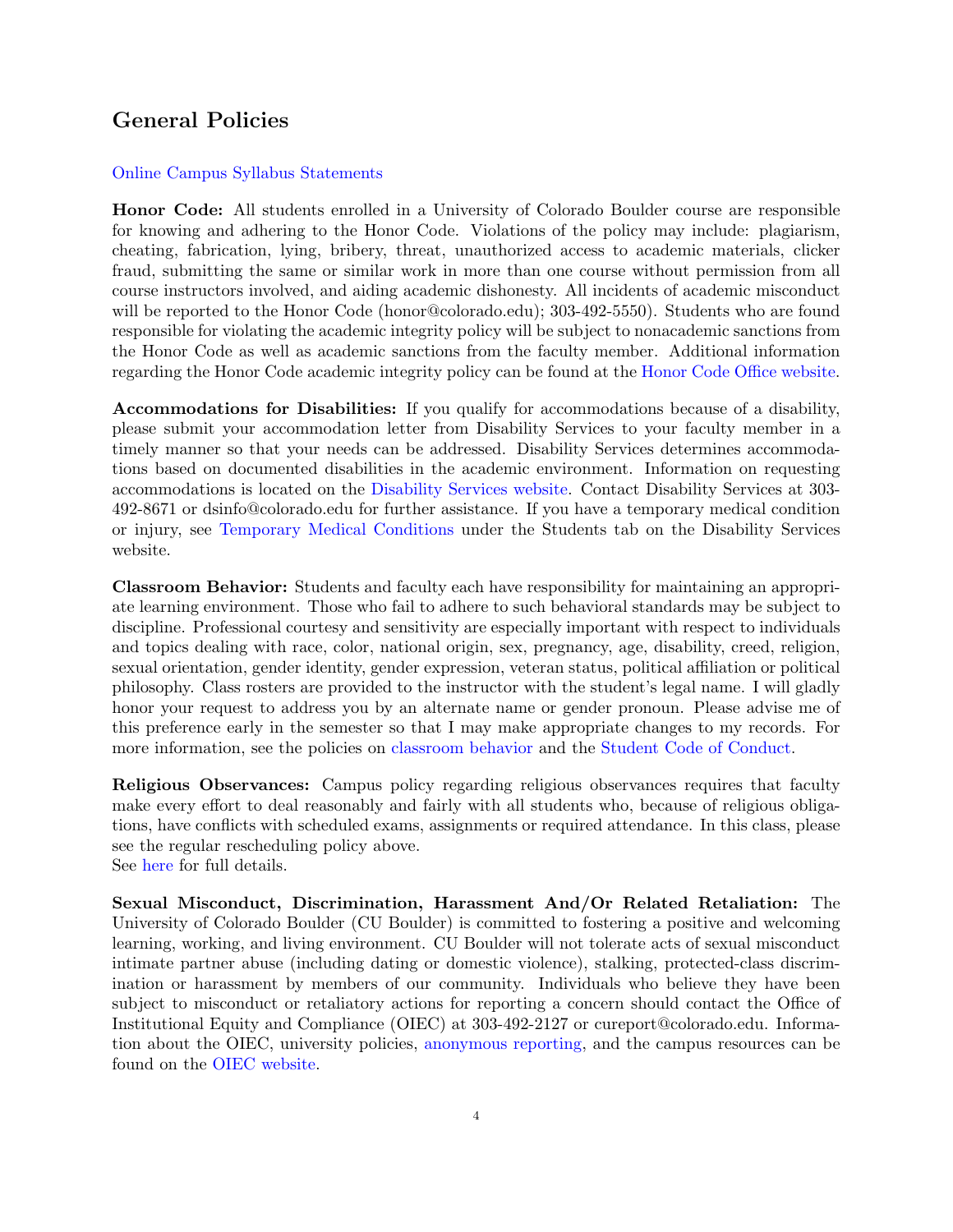## General Policies

Online Campus Syllabus Statements

**Honor Code:** All students enrolled in a University of Colorado Boulder course are responsible for knowing and adhering to the Honor Code. Violations of the policy may include: plagiarism, cheating, fabrication, lying, bribery, threat, unauthorized access to academic materials, clicker fraud, submitting the same or similar work in more than one course without permission from all course instructors involved, and aiding academic dishonesty. All incidents of academic misconduct will be reported to the Honor Code (honor@colorado.edu); 303-492-5550). Students who are found responsible for violating the academic integrity policy will be subject to nonacademic sanctions from the Honor Code as well as academic sanctions from the faculty member. Additional information regarding the Honor Code academic integrity policy can be found at the Honor Code Office website.

**Accommodations for Disabilities:** If you qualify for accommodations because of a disability, please submit your accommodation letter from Disability Services to your faculty member in a timely manner so that your needs can be addressed. Disability Services determines accommodations based on documented disabilities in the academic environment. Information on requesting accommodations is located on the Disability Services website. Contact Disability Services at 303-492-8671 or dsinfo@colorado.edu for further assistance. If you have a temporary medical condition or injury, see Temporary Medical Conditions under the Students tab on the Disability Services website.

**Classroom Behavior:** Students and faculty each have responsibility for maintaining an appropriate learning environment. Those who fail to adhere to such behavioral standards may be subject to discipline. Professional courtesy and sensitivity are especially important with respect to individuals and topics dealing with race, color, national origin, sex, pregnancy, age, disability, creed, religion, sexual orientation, gender identity, gender expression, veteran status, political affiliation or political philosophy. Class rosters are provided to the instructor with the student's legal name. I will gladly honor your request to address you by an alternate name or gender pronoun. Please advise me of this preference early in the semester so that I may make appropriate changes to my records. For more information, see the policies on classroom behavior and the Student Code of Conduct.

**Religious Observances:** Campus policy regarding religious observances requires that faculty make every effort to deal reasonably and fairly with all students who, because of religious obligations, have conflicts with scheduled exams, assignments or required attendance. In this class, please see the regular rescheduling policy above.
See here for full details.

**Sexual Misconduct, Discrimination, Harassment And/Or Related Retaliation:** The University of Colorado Boulder (CU Boulder) is committed to fostering a positive and welcoming learning, working, and living environment. CU Boulder will not tolerate acts of sexual misconduct intimate partner abuse (including dating or domestic violence), stalking, protected-class discrimination or harassment by members of our community. Individuals who believe they have been subject to misconduct or retaliatory actions for reporting a concern should contact the Office of Institutional Equity and Compliance (OIEC) at 303-492-2127 or cureport@colorado.edu. Information about the OIEC, university policies, anonymous reporting, and the campus resources can be found on the OIEC website.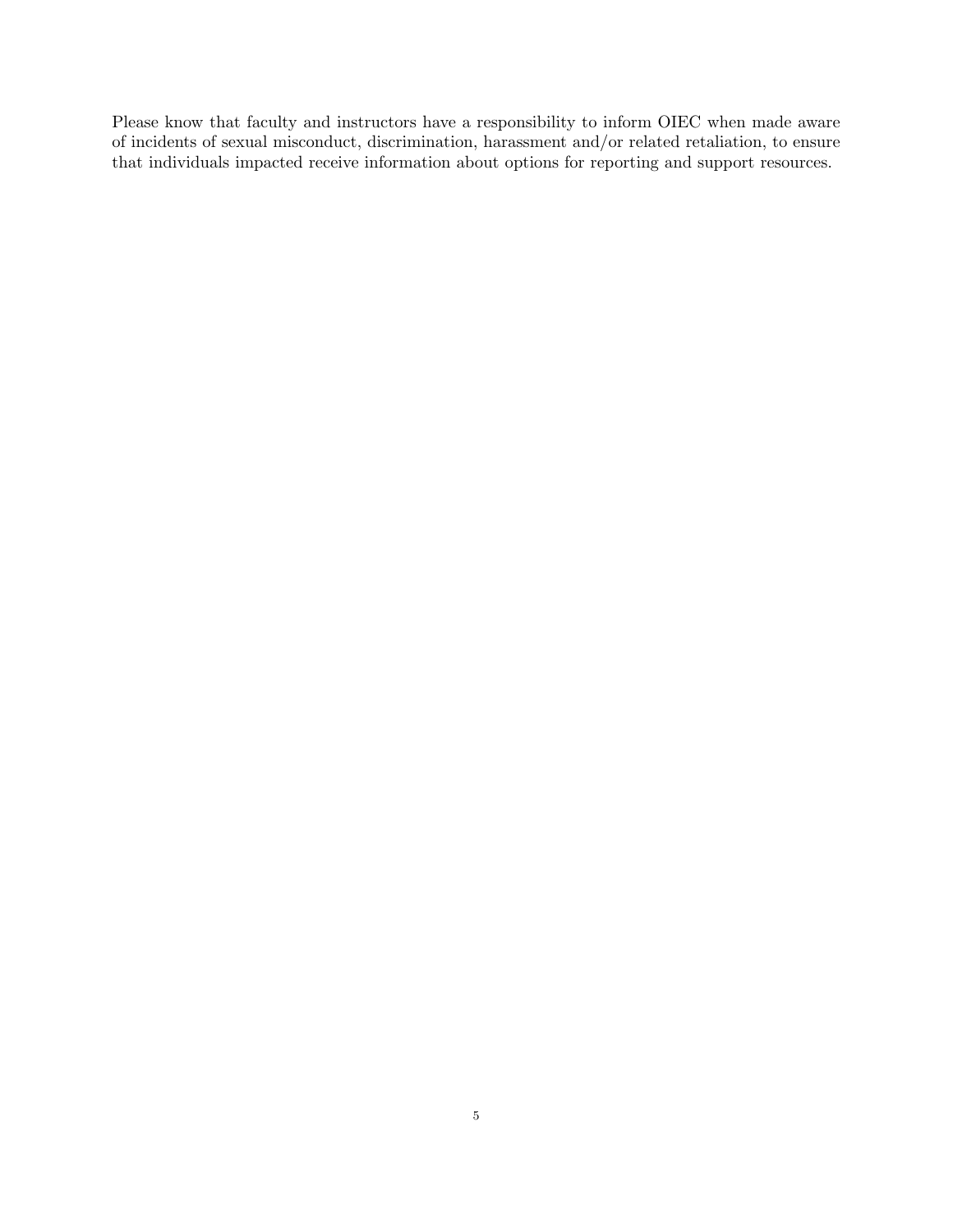Please know that faculty and instructors have a responsibility to inform OIEC when made aware of incidents of sexual misconduct, discrimination, harassment and/or related retaliation, to ensure that individuals impacted receive information about options for reporting and support resources.